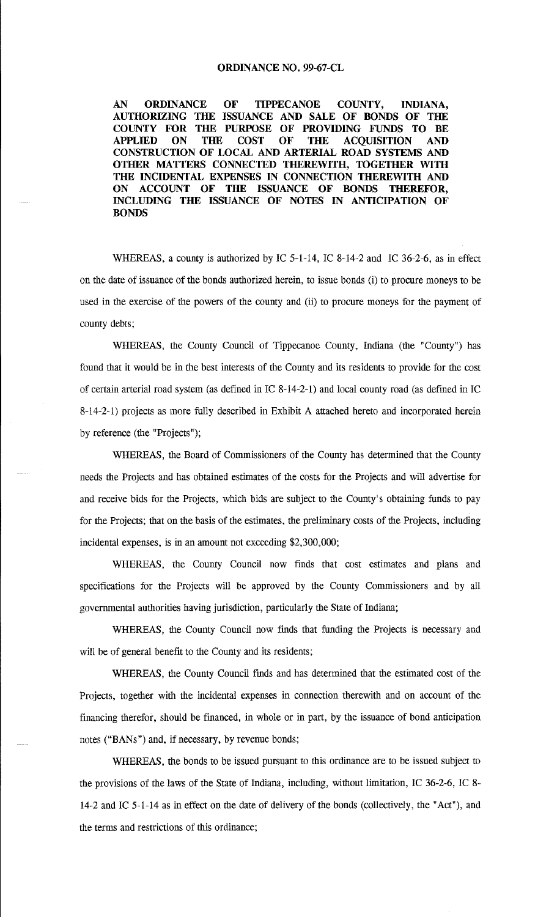# ORDINANCE NO. 99-67-CL

**AN ORDINANCE OF TIPPECANOE COUNTY, INDIANA, AUTHORIZING THE ISSUANCE AND SALE OF BONDS OF THE COUNTY FOR THE PURPOSE OF PROVIDING FUNDS TO BE APPLIED ON THE COST OF THE ACQUISITION AND CONSTRUCTION OF LOCAL AND ARTERIAL ROAD SYSTEMS AND OTHER MATTERS CONNECTED THEREWITH, TOGETHER WITH THE INCIDENTAL EXPENSES IN CONNECTION THEREWITH AND ON ACCOUNT OF THE ISSUANCE OF BONDS THEREFOR, INCLUDING THE ISSUANCE OF NOTES IN ANTICIPATION OF BONDS**

WHEREAS, a county is authorized by IC 5-1-14, IC 8-14-2 and IC 36-2-6, as in effect on the date of issuance of the bonds authorized herein, to issue bonds (i) to procure moneys to be used in the exercise of the powers of the county and (ii) to procure moneys for the payment of county debts;

WHEREAS, the County Council of Tippecanoe County, Indiana (the "County") has found that it would be in the best interests of the County and its residents to provide for the cost of certain arterial road system (as defined in IC 8-14-2-1) and local county road (as defined in IC 8-14-2-1) projects as more fully described in Exhibit A attached hereto and incorporated herein by reference (the "Projects");

WHEREAS, the Board of Commissioners of the County has determined that the County needs the Projects and has obtained estimates of the costs for the Projects and will advertise for and receive bids for the Projects, which bids are subject to the County's obtaining funds to pay for the Projects; that on the basis of the estimates, the preliminary costs of the Projects, including incidental expenses, is in an amount not exceeding $2,300,000;

WHEREAS, the County Council now finds that cost estimates and plans and specifications for the Projects will be approved by the County Commissioners and by all governmental authorities having jurisdiction, particularly the State of Indiana;

WHEREAS, the County Council now finds that funding the Projects is necessary and will be of general benefit to the County and its residents;

WHEREAS, the County Council finds and has determined that the estimated cost of the Projects, together with the incidental expenses in connection therewith and on account of the financing therefor, should be financed, in whole or in part, by the issuance of bond anticipation notes ("BANs") and, if necessary, by revenue bonds;

WHEREAS, the bonds to be issued pursuant to this ordinance are to be issued subject to the provisions of the laws of the State of Indiana, including, without limitation, IC 36-2-6, IC 8-14-2 and IC 5-1-14 as in effect on the date of delivery of the bonds (collectively, the "Act"), and the terms and restrictions of this ordinance;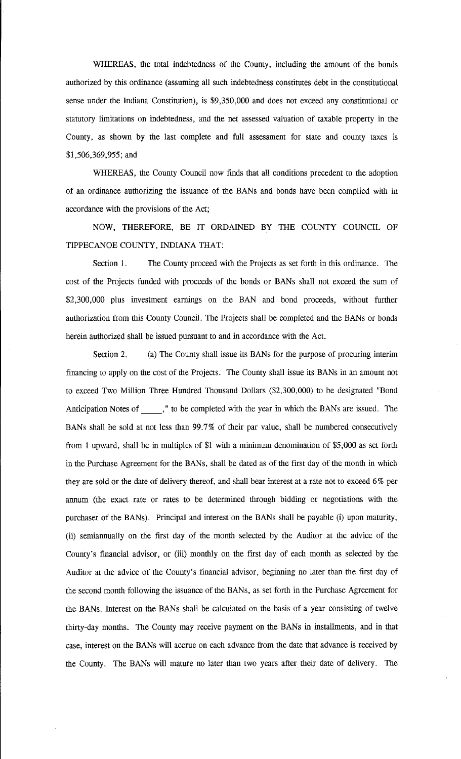WHEREAS, the total indebtedness of the County, including the amount of the bonds authorized by this ordinance (assuming all such indebtedness constitutes debt in the constitutional sense under the Indiana Constitution), is $9,350,000 and does not exceed any constitutional or statutory limitations on indebtedness, and the net assessed valuation of taxable property in the County, as shown by the last complete and full assessment for state and county taxes is $1,506,369,955; and

WHEREAS, the County Council now finds that all conditions precedent to the adoption of an ordinance authorizing the issuance of the BANs and bonds have been complied with in accordance with the provisions of the Act;

NOW, THEREFORE, BE IT ORDAINED BY THE COUNTY COUNCIL OF TIPPECANOE COUNTY, INDIANA THAT:

Section 1. The County proceed with the Projects as set forth in this ordinance. The cost of the Projects funded with proceeds of the bonds or BANs shall not exceed the sum of $2,300,000 plus investment earnings on the BAN and bond proceeds, without further authorization from this County Council. The Projects shall be completed and the BANs or bonds herein authorized shall be issued pursuant to and in accordance with the Act.

Section 2. (a) The County shall issue its BANs for the purpose of procuring interim financing to apply on the cost of the Projects. The County shall issue its BANs in an amount not to exceed Two Million Three Hundred Thousand Dollars ($2,300,000) to be designated "Bond Anticipation Notes of \_\_\_\_\_," to be completed with the year in which the BANs are issued. The BANs shall be sold at not less than 99.7% of their par value, shall be numbered consecutively from 1 upward, shall be in multiples of $1 with a minimum denomination of $5,000 as set forth in the Purchase Agreement for the BANs, shall be dated as of the first day of the month in which they are sold or the date of delivery thereof, and shall bear interest at a rate not to exceed 6% per annum (the exact rate or rates to be determined through bidding or negotiations with the purchaser of the BANs). Principal and interest on the BANs shall be payable (i) upon maturity, (ii) semiannually on the first day of the month selected by the Auditor at the advice of the County's financial advisor, or (iii) monthly on the first day of each month as selected by the Auditor at the advice of the County's financial advisor, beginning no later than the first day of the second month following the issuance of the BANs, as set forth in the Purchase Agreement for the BANs. Interest on the BANs shall be calculated on the basis of a year consisting of twelve thirty-day months. The County may receive payment on the BANs in installments, and in that case, interest on the BANs will accrue on each advance from the date that advance is received by the County. The BANs will mature no later than two years after their date of delivery. The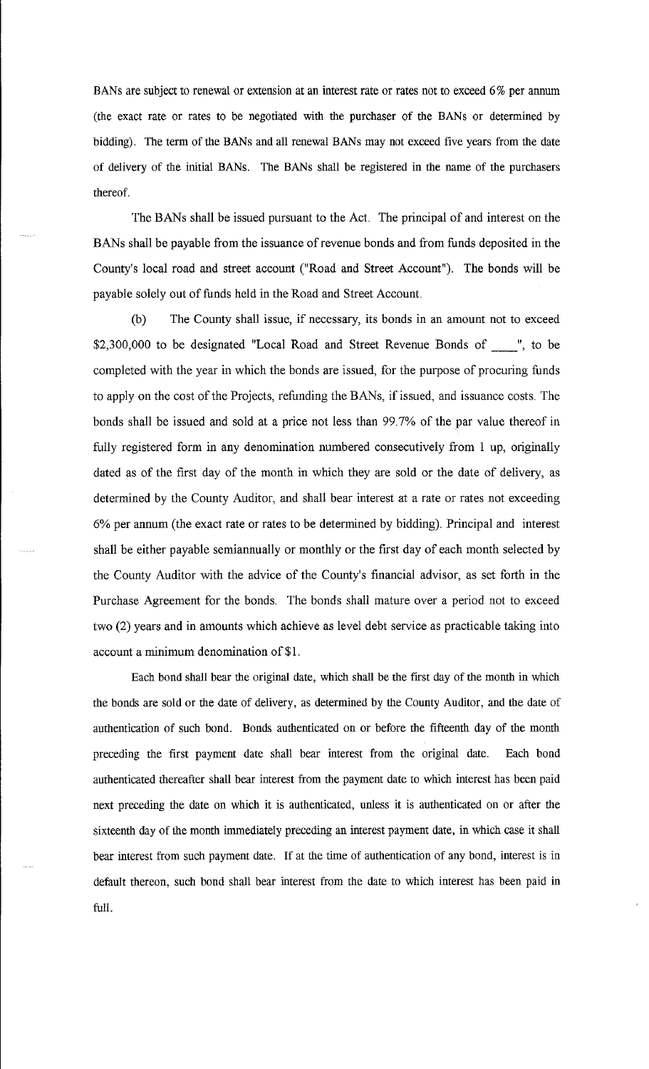BANs are subject to renewal or extension at an interest rate or rates not to exceed 6% per annum (the exact rate or rates to be negotiated with the purchaser of the BANs or determined by bidding). The term of the BANs and all renewal BANs may not exceed five years from the date of delivery of the initial BANs. The BANs shall be registered in the name of the purchasers thereof.

The BANs shall be issued pursuant to the Act. The principal of and interest on the BANs shall be payable from the issuance of revenue bonds and from funds deposited in the County's local road and street account ("Road and Street Account"). The bonds will be payable solely out of funds held in the Road and Street Account.

(b) The County shall issue, if necessary, its bonds in an amount not to exceed $2,300,000 to be designated "Local Road and Street Revenue Bonds of ____", to be completed with the year in which the bonds are issued, for the purpose of procuring funds to apply on the cost of the Projects, refunding the BANs, if issued, and issuance costs. The bonds shall be issued and sold at a price not less than 99.7% of the par value thereof in fully registered form in any denomination numbered consecutively from 1 up, originally dated as of the first day of the month in which they are sold or the date of delivery, as determined by the County Auditor, and shall bear interest at a rate or rates not exceeding 6% per annum (the exact rate or rates to be determined by bidding). Principal and interest shall be either payable semiannually or monthly or the first day of each month selected by the County Auditor with the advice of the County's financial advisor, as set forth in the Purchase Agreement for the bonds. The bonds shall mature over a period not to exceed two (2) years and in amounts which achieve as level debt service as practicable taking into account a minimum denomination of $1.

Each bond shall bear the original date, which shall be the first day of the month in which the bonds are sold or the date of delivery, as determined by the County Auditor, and the date of authentication of such bond. Bonds authenticated on or before the fifteenth day of the month preceding the first payment date shall bear interest from the original date. Each bond authenticated thereafter shall bear interest from the payment date to which interest has been paid next preceding the date on which it is authenticated, unless it is authenticated on or after the sixteenth day of the month immediately preceding an interest payment date, in which case it shall bear interest from such payment date. If at the time of authentication of any bond, interest is in default thereon, such bond shall bear interest from the date to which interest has been paid in full.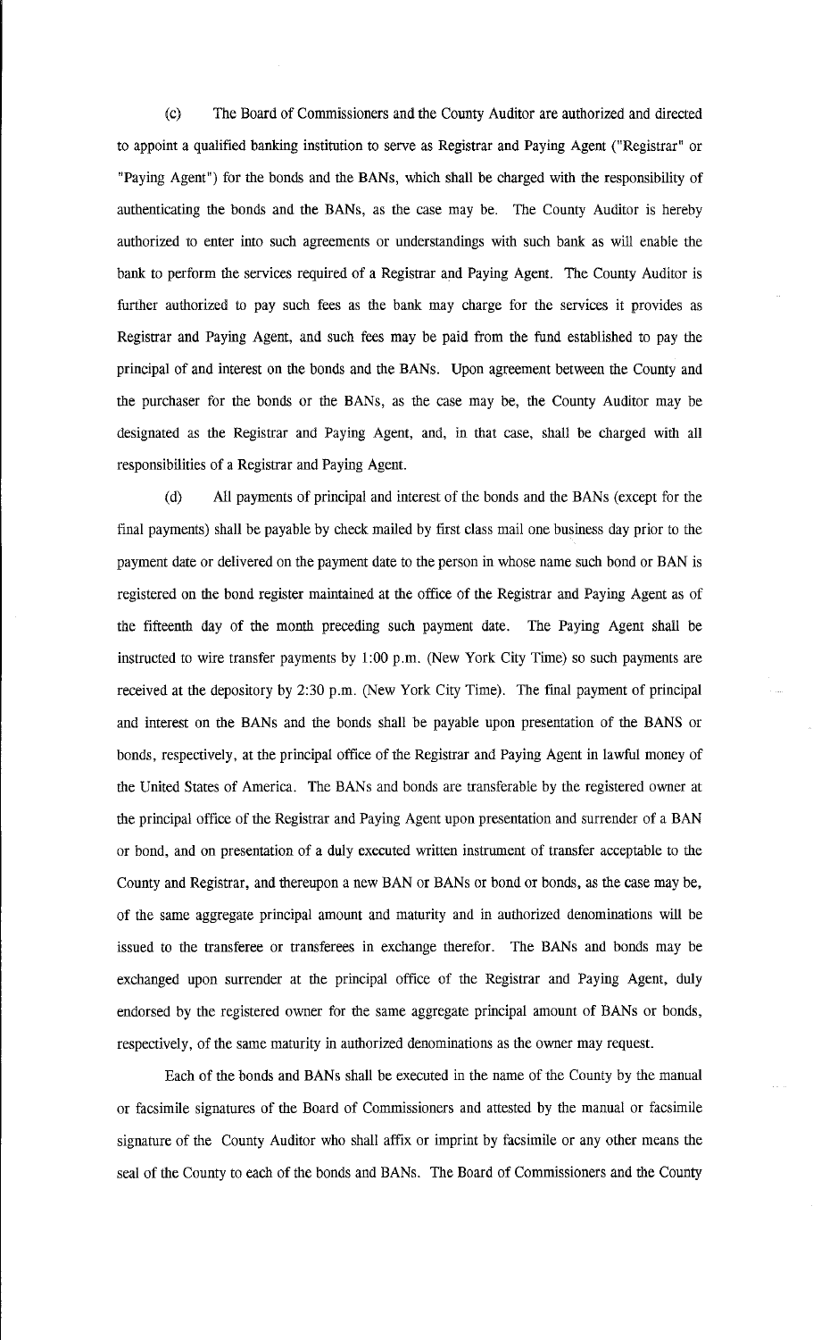(c) The Board of Commissioners and the County Auditor are authorized and directed to appoint a qualified banking institution to serve as Registrar and Paying Agent ("Registrar" or "Paying Agent") for the bonds and the BANs, which shall be charged with the responsibility of authenticating the bonds and the BANs, as the case may be. The County Auditor is hereby authorized to enter into such agreements or understandings with such bank as will enable the bank to perform the services required of a Registrar and Paying Agent. The County Auditor is further authorized to pay such fees as the bank may charge for the services it provides as Registrar and Paying Agent, and such fees may be paid from the fund established to pay the principal of and interest on the bonds and the BANs. Upon agreement between the County and the purchaser for the bonds or the BANs, as the case may be, the County Auditor may be designated as the Registrar and Paying Agent, and, in that case, shall be charged with all responsibilities of a Registrar and Paying Agent.

(d) All payments of principal and interest of the bonds and the BANs (except for the final payments) shall be payable by check mailed by first class mail one business day prior to the payment date or delivered on the payment date to the person in whose name such bond or BAN is registered on the bond register maintained at the office of the Registrar and Paying Agent as of the fifteenth day of the month preceding such payment date. The Paying Agent shall be instructed to wire transfer payments by 1:00 p.m. (New York City Time) so such payments are received at the depository by 2:30 p.m. (New York City Time). The final payment of principal and interest on the BANs and the bonds shall be payable upon presentation of the BANS or bonds, respectively, at the principal office of the Registrar and Paying Agent in lawful money of the United States of America. The BANs and bonds are transferable by the registered owner at the principal office of the Registrar and Paying Agent upon presentation and surrender of a BAN or bond, and on presentation of a duly executed written instrument of transfer acceptable to the County and Registrar, and thereupon a new BAN or BANs or bond or bonds, as the case may be, of the same aggregate principal amount and maturity and in authorized denominations will be issued to the transferee or transferees in exchange therefor. The BANs and bonds may be exchanged upon surrender at the principal office of the Registrar and Paying Agent, duly endorsed by the registered owner for the same aggregate principal amount of BANs or bonds, respectively, of the same maturity in authorized denominations as the owner may request.

Each of the bonds and BANs shall be executed in the name of the County by the manual or facsimile signatures of the Board of Commissioners and attested by the manual or facsimile signature of the County Auditor who shall affix or imprint by facsimile or any other means the seal of the County to each of the bonds and BANs. The Board of Commissioners and the County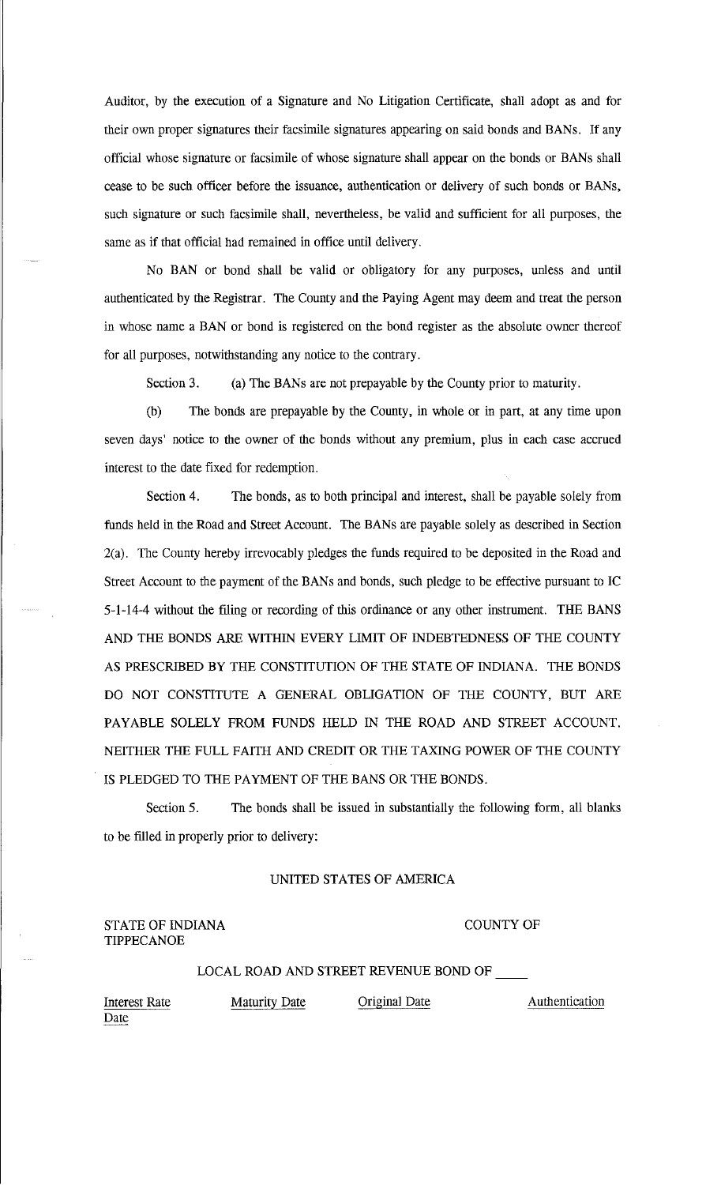Auditor, by the execution of a Signature and No Litigation Certificate, shall adopt as and for their own proper signatures their facsimile signatures appearing on said bonds and BANs. If any official whose signature or facsimile of whose signature shall appear on the bonds or BANs shall cease to be such officer before the issuance, authentication or delivery of such bonds or BANs, such signature or such facsimile shall, nevertheless, be valid and sufficient for all purposes, the same as if that official had remained in office until delivery.

No BAN or bond shall be valid or obligatory for any purposes, unless and until authenticated by the Registrar. The County and the Paying Agent may deem and treat the person in whose name a BAN or bond is registered on the bond register as the absolute owner thereof for all purposes, notwithstanding any notice to the contrary.

Section 3. (a) The BANs are not prepayable by the County prior to maturity.

(b) The bonds are prepayable by the County, in whole or in part, at any time upon seven days' notice to the owner of the bonds without any premium, plus in each case accrued interest to the date fixed for redemption.

Section 4. The bonds, as to both principal and interest, shall be payable solely from funds held in the Road and Street Account. The BANs are payable solely as described in Section 2(a). The County hereby irrevocably pledges the funds required to be deposited in the Road and Street Account to the payment of the BANs and bonds, such pledge to be effective pursuant to IC 5-1-14-4 without the filing or recording of this ordinance or any other instrument. THE BANS AND THE BONDS ARE WITHIN EVERY LIMIT OF INDEBTEDNESS OF THE COUNTY AS PRESCRIBED BY THE CONSTITUTION OF THE STATE OF INDIANA. THE BONDS DO NOT CONSTITUTE A GENERAL OBLIGATION OF THE COUNTY, BUT ARE PAYABLE SOLELY FROM FUNDS HELD IN THE ROAD AND STREET ACCOUNT. NEITHER THE FULL FAITH AND CREDIT OR THE TAXING POWER OF THE COUNTY IS PLEDGED TO THE PAYMENT OF THE BANS OR THE BONDS.

Section 5. The bonds shall be issued in substantially the following form, all blanks to be filled in properly prior to delivery:

UNITED STATES OF AMERICA

STATE OF INDIANA COUNTY OF TIPPECANOE

LOCAL ROAD AND STREET REVENUE BOND OF ____

| Interest Rate | Maturity Date | Original Date | Authentication Date |
|---|---|---|---|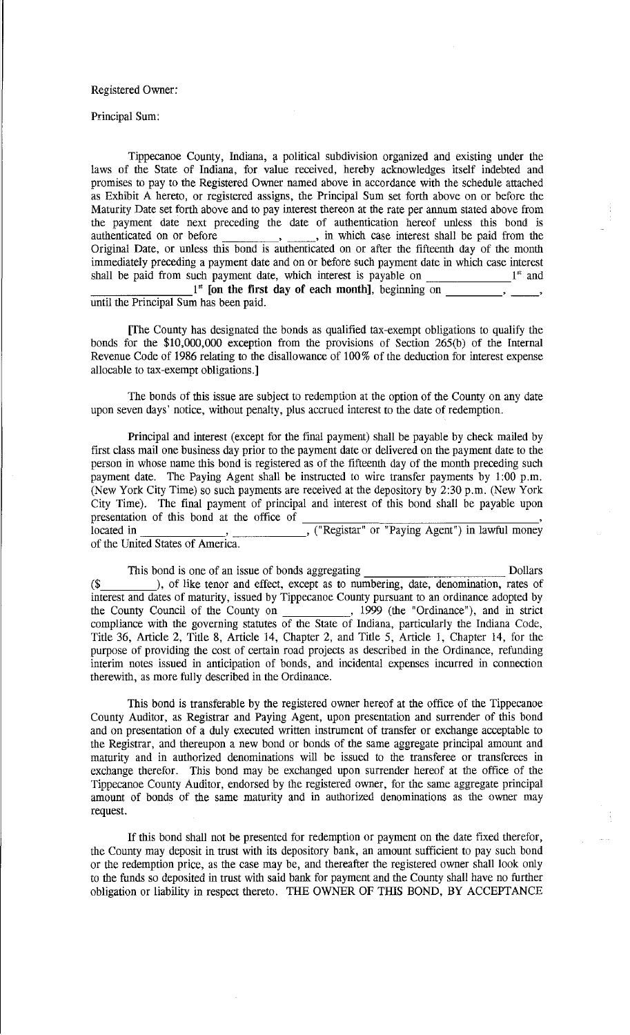Registered Owner:

Principal Sum:

Tippecanoe County, Indiana, a political subdivision organized and existing under the laws of the State of Indiana, for value received, hereby acknowledges itself indebted and promises to pay to the Registered Owner named above in accordance with the schedule attached as Exhibit A hereto, or registered assigns, the Principal Sum set forth above on or before the Maturity Date set forth above and to pay interest thereon at the rate per annum stated above from the payment date next preceding the date of authentication hereof unless this bond is authenticated on or before \_\_\_\_\_\_\_\_\_\_, \_\_\_\_\_, in which case interest shall be paid from the Original Date, or unless this bond is authenticated on or after the fifteenth day of the month immediately preceding a payment date and on or before such payment date in which case interest shall be paid from such payment date, which interest is payable on \_\_\_\_\_\_\_\_\_\_\_\_\_\_ 1st and \_\_\_\_\_\_\_\_\_\_\_\_\_\_ 1st **[on the first day of each month]**, beginning on \_\_\_\_\_\_\_\_\_\_, \_\_\_\_\_, until the Principal Sum has been paid.

[The County has designated the bonds as qualified tax-exempt obligations to qualify the bonds for the $10,000,000 exception from the provisions of Section 265(b) of the Internal Revenue Code of 1986 relating to the disallowance of 100% of the deduction for interest expense allocable to tax-exempt obligations.]

The bonds of this issue are subject to redemption at the option of the County on any date upon seven days' notice, without penalty, plus accrued interest to the date of redemption.

Principal and interest (except for the final payment) shall be payable by check mailed by first class mail one business day prior to the payment date or delivered on the payment date to the person in whose name this bond is registered as of the fifteenth day of the month preceding such payment date. The Paying Agent shall be instructed to wire transfer payments by 1:00 p.m. (New York City Time) so such payments are received at the depository by 2:30 p.m. (New York City Time). The final payment of principal and interest of this bond shall be payable upon presentation of this bond at the office of \_\_\_\_\_\_\_\_\_\_\_\_\_\_\_\_\_\_\_\_\_\_\_\_\_\_\_\_\_\_\_\_\_\_\_\_\_\_, located in \_\_\_\_\_\_\_\_\_\_\_\_\_\_, \_\_\_\_\_\_\_\_\_\_\_\_, ("Registar" or "Paying Agent") in lawful money of the United States of America.

This bond is one of an issue of bonds aggregating \_\_\_\_\_\_\_\_\_\_\_\_\_\_\_\_\_\_\_\_\_\_\_\_ Dollars ($\_\_\_\_\_\_\_\_\_), of like tenor and effect, except as to numbering, date, denomination, rates of interest and dates of maturity, issued by Tippecanoe County pursuant to an ordinance adopted by the County Council of the County on \_\_\_\_\_\_\_\_\_\_\_, 1999 (the "Ordinance"), and in strict compliance with the governing statutes of the State of Indiana, particularly the Indiana Code, Title 36, Article 2, Title 8, Article 14, Chapter 2, and Title 5, Article 1, Chapter 14, for the purpose of providing the cost of certain road projects as described in the Ordinance, refunding interim notes issued in anticipation of bonds, and incidental expenses incurred in connection therewith, as more fully described in the Ordinance.

This bond is transferable by the registered owner hereof at the office of the Tippecanoe County Auditor, as Registrar and Paying Agent, upon presentation and surrender of this bond and on presentation of a duly executed written instrument of transfer or exchange acceptable to the Registrar, and thereupon a new bond or bonds of the same aggregate principal amount and maturity and in authorized denominations will be issued to the transferee or transferees in exchange therefor. This bond may be exchanged upon surrender hereof at the office of the Tippecanoe County Auditor, endorsed by the registered owner, for the same aggregate principal amount of bonds of the same maturity and in authorized denominations as the owner may request.

If this bond shall not be presented for redemption or payment on the date fixed therefor, the County may deposit in trust with its depository bank, an amount sufficient to pay such bond or the redemption price, as the case may be, and thereafter the registered owner shall look only to the funds so deposited in trust with said bank for payment and the County shall have no further obligation or liability in respect thereto. THE OWNER OF THIS BOND, BY ACCEPTANCE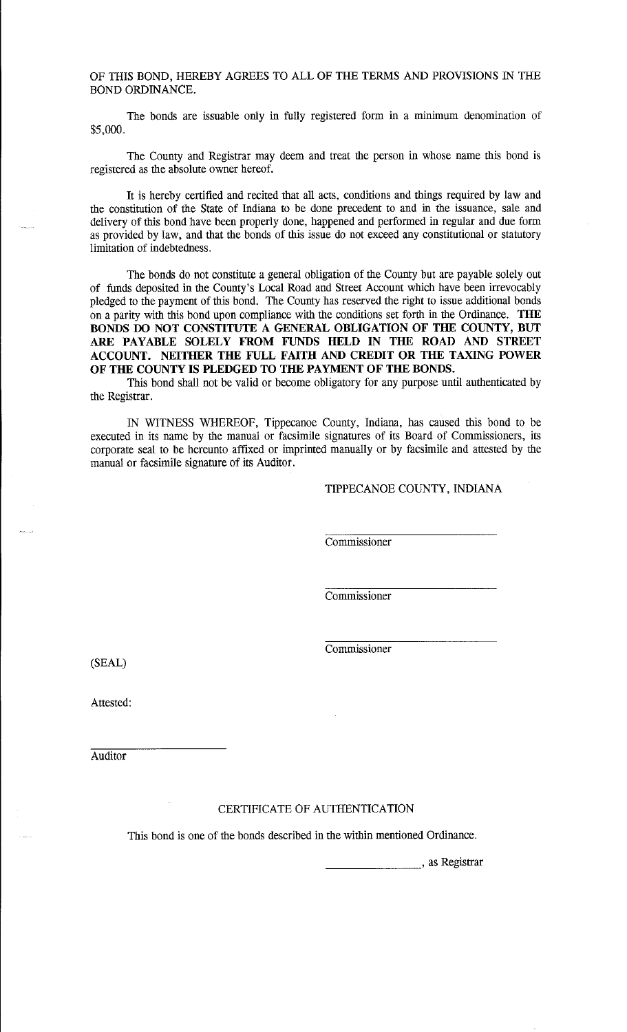OF THIS BOND, HEREBY AGREES TO ALL OF THE TERMS AND PROVISIONS IN THE BOND ORDINANCE.

The bonds are issuable only in fully registered form in a minimum denomination of $5,000.

The County and Registrar may deem and treat the person in whose name this bond is registered as the absolute owner hereof.

It is hereby certified and recited that all acts, conditions and things required by law and the constitution of the State of Indiana to be done precedent to and in the issuance, sale and delivery of this bond have been properly done, happened and performed in regular and due form as provided by law, and that the bonds of this issue do not exceed any constitutional or statutory limitation of indebtedness.

The bonds do not constitute a general obligation of the County but are payable solely out of funds deposited in the County's Local Road and Street Account which have been irrevocably pledged to the payment of this bond. The County has reserved the right to issue additional bonds on a parity with this bond upon compliance with the conditions set forth in the Ordinance. **THE BONDS DO NOT CONSTITUTE A GENERAL OBLIGATION OF THE COUNTY, BUT ARE PAYABLE SOLELY FROM FUNDS HELD IN THE ROAD AND STREET ACCOUNT. NEITHER THE FULL FAITH AND CREDIT OR THE TAXING POWER OF THE COUNTY IS PLEDGED TO THE PAYMENT OF THE BONDS.**

This bond shall not be valid or become obligatory for any purpose until authenticated by the Registrar.

IN WITNESS WHEREOF, Tippecanoe County, Indiana, has caused this bond to be executed in its name by the manual or facsimile signatures of its Board of Commissioners, its corporate seal to be hereunto affixed or imprinted manually or by facsimile and attested by the manual or facsimile signature of its Auditor.

TIPPECANOE COUNTY, INDIANA

______________________________
Commissioner

______________________________
Commissioner

______________________________
Commissioner

(SEAL)

Attested:

______________________
Auditor

CERTIFICATE OF AUTHENTICATION

This bond is one of the bonds described in the within mentioned Ordinance.

________________, as Registrar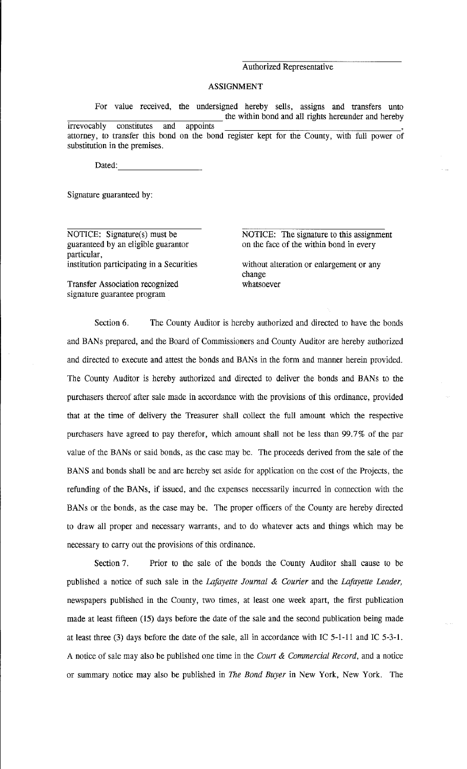\_\_\_\_\_\_\_\_\_\_\_\_\_\_\_\_\_\_\_\_\_\_\_\_\_\_\_\_\_\_\_\_

Authorized Representative

ASSIGNMENT

For value received, the undersigned hereby sells, assigns and transfers unto \_\_\_\_\_\_\_\_\_\_\_\_\_\_\_\_\_\_\_\_\_\_\_\_\_\_\_\_\_\_\_\_\_\_\_\_ the within bond and all rights hereunder and hereby irrevocably constitutes and appoints \_\_\_\_\_\_\_\_\_\_\_\_\_\_\_\_\_\_\_\_\_\_\_\_\_\_\_\_\_\_\_\_\_\_\_\_\_\_\_\_\_\_\_\_, attorney, to transfer this bond on the bond register kept for the County, with full power of substitution in the premises.

Dated: \_\_\_\_\_\_\_\_\_\_\_\_\_\_\_\_\_\_\_\_

Signature guaranteed by:

\_\_\_\_\_\_\_\_\_\_\_\_\_\_\_\_\_\_\_\_\_\_\_\_\_\_\_\_\_\_\_\_

NOTICE: Signature(s) must be guaranteed by an eligible guarantor institution participating in a Securities Transfer Association recognized signature guarantee program

\_\_\_\_\_\_\_\_\_\_\_\_\_\_\_\_\_\_\_\_\_\_\_\_\_\_\_\_\_\_\_\_

NOTICE: The signature to this assignment on the face of the within bond in every particular, without alteration or enlargement or any change whatsoever

Section 6. The County Auditor is hereby authorized and directed to have the bonds and BANs prepared, and the Board of Commissioners and County Auditor are hereby authorized and directed to execute and attest the bonds and BANs in the form and manner herein provided. The County Auditor is hereby authorized and directed to deliver the bonds and BANs to the purchasers thereof after sale made in accordance with the provisions of this ordinance, provided that at the time of delivery the Treasurer shall collect the full amount which the respective purchasers have agreed to pay therefor, which amount shall not be less than 99.7% of the par value of the BANs or said bonds, as the case may be. The proceeds derived from the sale of the BANS and bonds shall be and are hereby set aside for application on the cost of the Projects, the refunding of the BANs, if issued, and the expenses necessarily incurred in connection with the BANs or the bonds, as the case may be. The proper officers of the County are hereby directed to draw all proper and necessary warrants, and to do whatever acts and things which may be necessary to carry out the provisions of this ordinance.

Section 7. Prior to the sale of the bonds the County Auditor shall cause to be published a notice of such sale in the *Lafayette Journal & Courier* and the *Lafayette Leader,* newspapers published in the County, two times, at least one week apart, the first publication made at least fifteen (15) days before the date of the sale and the second publication being made at least three (3) days before the date of the sale, all in accordance with IC 5-1-11 and IC 5-3-1. A notice of sale may also be published one time in the *Court & Commercial Record*, and a notice or summary notice may also be published in *The Bond Buyer* in New York, New York. The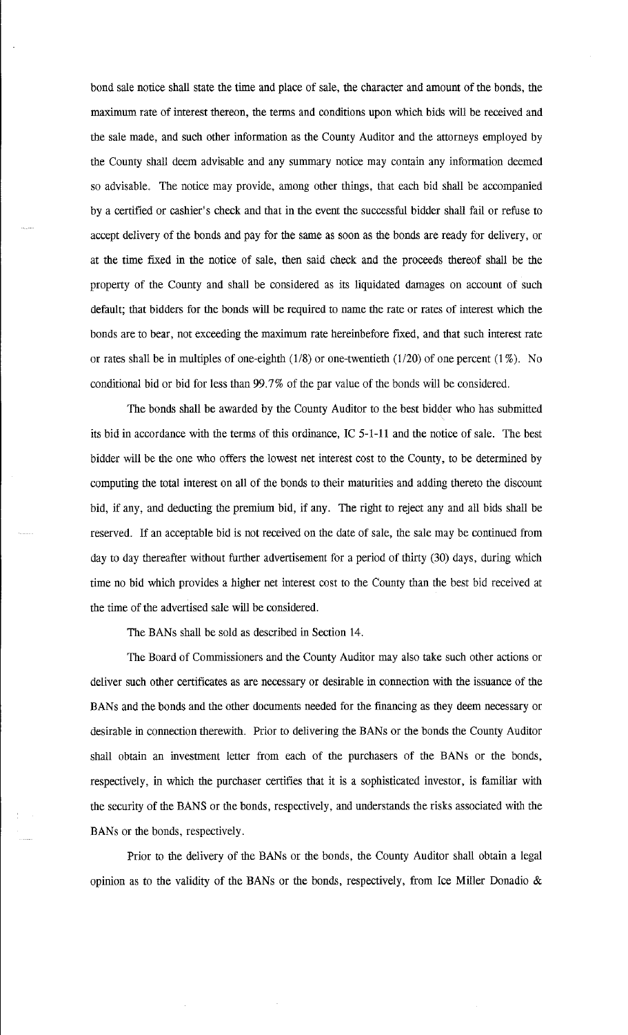bond sale notice shall state the time and place of sale, the character and amount of the bonds, the maximum rate of interest thereon, the terms and conditions upon which bids will be received and the sale made, and such other information as the County Auditor and the attorneys employed by the County shall deem advisable and any summary notice may contain any information deemed so advisable. The notice may provide, among other things, that each bid shall be accompanied by a certified or cashier's check and that in the event the successful bidder shall fail or refuse to accept delivery of the bonds and pay for the same as soon as the bonds are ready for delivery, or at the time fixed in the notice of sale, then said check and the proceeds thereof shall be the property of the County and shall be considered as its liquidated damages on account of such default; that bidders for the bonds will be required to name the rate or rates of interest which the bonds are to bear, not exceeding the maximum rate hereinbefore fixed, and that such interest rate or rates shall be in multiples of one-eighth (1/8) or one-twentieth (1/20) of one percent (1%). No conditional bid or bid for less than 99.7% of the par value of the bonds will be considered.

The bonds shall be awarded by the County Auditor to the best bidder who has submitted its bid in accordance with the terms of this ordinance, IC 5-1-11 and the notice of sale. The best bidder will be the one who offers the lowest net interest cost to the County, to be determined by computing the total interest on all of the bonds to their maturities and adding thereto the discount bid, if any, and deducting the premium bid, if any. The right to reject any and all bids shall be reserved. If an acceptable bid is not received on the date of sale, the sale may be continued from day to day thereafter without further advertisement for a period of thirty (30) days, during which time no bid which provides a higher net interest cost to the County than the best bid received at the time of the advertised sale will be considered.

The BANs shall be sold as described in Section 14.

The Board of Commissioners and the County Auditor may also take such other actions or deliver such other certificates as are necessary or desirable in connection with the issuance of the BANs and the bonds and the other documents needed for the financing as they deem necessary or desirable in connection therewith. Prior to delivering the BANs or the bonds the County Auditor shall obtain an investment letter from each of the purchasers of the BANs or the bonds, respectively, in which the purchaser certifies that it is a sophisticated investor, is familiar with the security of the BANS or the bonds, respectively, and understands the risks associated with the BANs or the bonds, respectively.

Prior to the delivery of the BANs or the bonds, the County Auditor shall obtain a legal opinion as to the validity of the BANs or the bonds, respectively, from Ice Miller Donadio &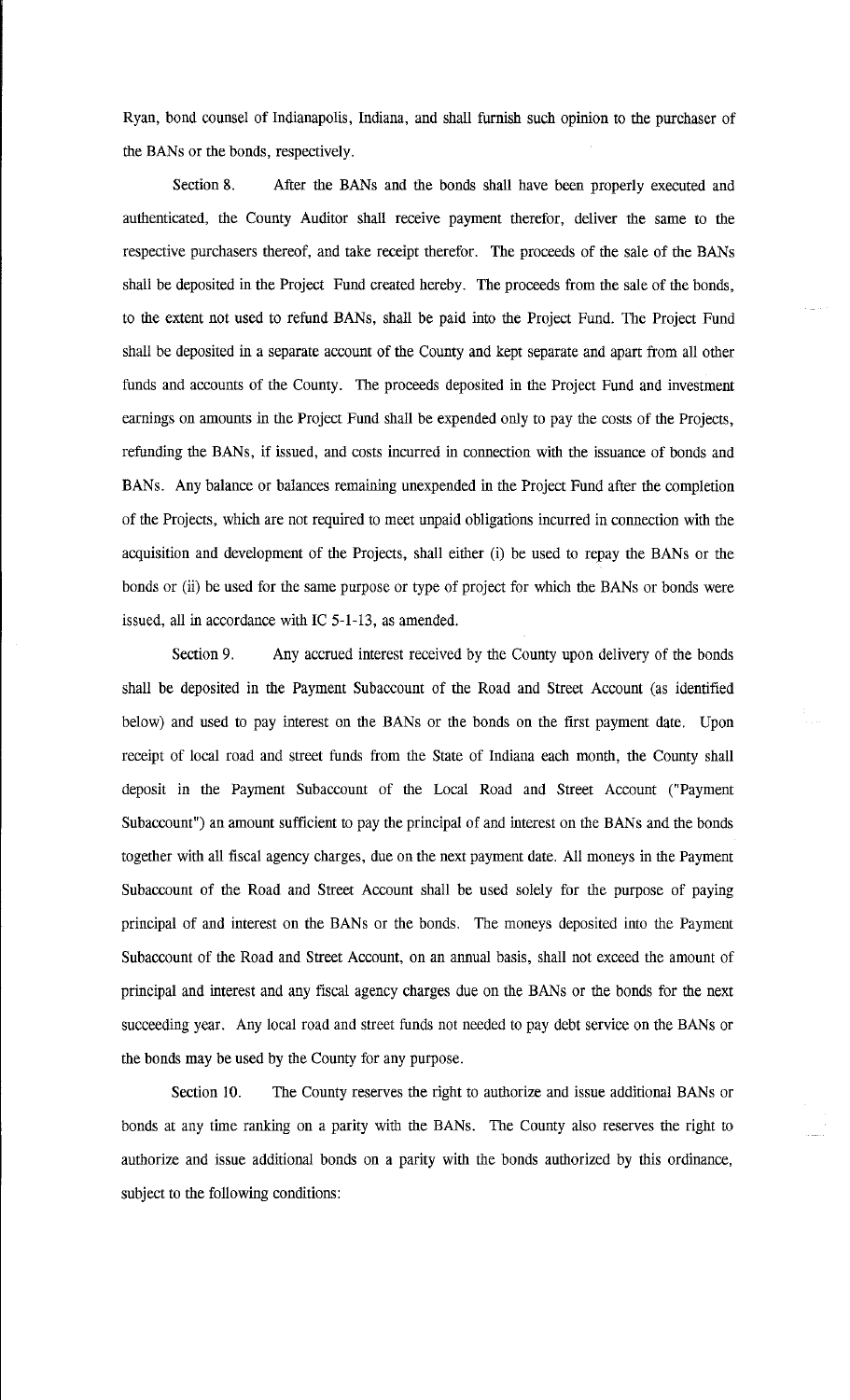Ryan, bond counsel of Indianapolis, Indiana, and shall furnish such opinion to the purchaser of the BANs or the bonds, respectively.

Section 8. After the BANs and the bonds shall have been properly executed and authenticated, the County Auditor shall receive payment therefor, deliver the same to the respective purchasers thereof, and take receipt therefor. The proceeds of the sale of the BANs shall be deposited in the Project Fund created hereby. The proceeds from the sale of the bonds, to the extent not used to refund BANs, shall be paid into the Project Fund. The Project Fund shall be deposited in a separate account of the County and kept separate and apart from all other funds and accounts of the County. The proceeds deposited in the Project Fund and investment earnings on amounts in the Project Fund shall be expended only to pay the costs of the Projects, refunding the BANs, if issued, and costs incurred in connection with the issuance of bonds and BANs. Any balance or balances remaining unexpended in the Project Fund after the completion of the Projects, which are not required to meet unpaid obligations incurred in connection with the acquisition and development of the Projects, shall either (i) be used to repay the BANs or the bonds or (ii) be used for the same purpose or type of project for which the BANs or bonds were issued, all in accordance with IC 5-1-13, as amended.

Section 9. Any accrued interest received by the County upon delivery of the bonds shall be deposited in the Payment Subaccount of the Road and Street Account (as identified below) and used to pay interest on the BANs or the bonds on the first payment date. Upon receipt of local road and street funds from the State of Indiana each month, the County shall deposit in the Payment Subaccount of the Local Road and Street Account ("Payment Subaccount") an amount sufficient to pay the principal of and interest on the BANs and the bonds together with all fiscal agency charges, due on the next payment date. All moneys in the Payment Subaccount of the Road and Street Account shall be used solely for the purpose of paying principal of and interest on the BANs or the bonds. The moneys deposited into the Payment Subaccount of the Road and Street Account, on an annual basis, shall not exceed the amount of principal and interest and any fiscal agency charges due on the BANs or the bonds for the next succeeding year. Any local road and street funds not needed to pay debt service on the BANs or the bonds may be used by the County for any purpose.

Section 10. The County reserves the right to authorize and issue additional BANs or bonds at any time ranking on a parity with the BANs. The County also reserves the right to authorize and issue additional bonds on a parity with the bonds authorized by this ordinance, subject to the following conditions: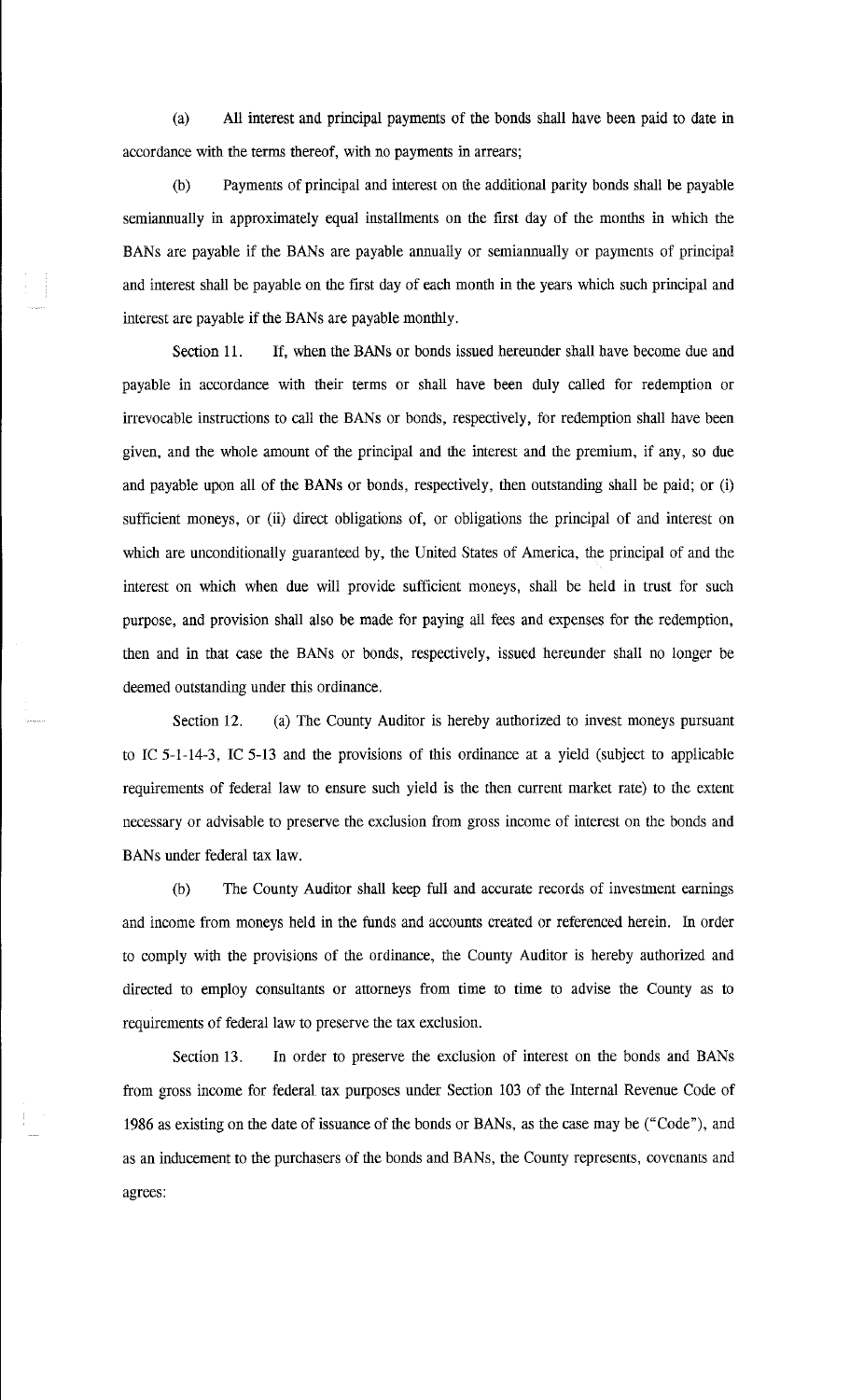(a) All interest and principal payments of the bonds shall have been paid to date in accordance with the terms thereof, with no payments in arrears;

(b) Payments of principal and interest on the additional parity bonds shall be payable semiannually in approximately equal installments on the first day of the months in which the BANs are payable if the BANs are payable annually or semiannually or payments of principal and interest shall be payable on the first day of each month in the years which such principal and interest are payable if the BANs are payable monthly.

Section 11. If, when the BANs or bonds issued hereunder shall have become due and payable in accordance with their terms or shall have been duly called for redemption or irrevocable instructions to call the BANs or bonds, respectively, for redemption shall have been given, and the whole amount of the principal and the interest and the premium, if any, so due and payable upon all of the BANs or bonds, respectively, then outstanding shall be paid; or (i) sufficient moneys, or (ii) direct obligations of, or obligations the principal of and interest on which are unconditionally guaranteed by, the United States of America, the principal of and the interest on which when due will provide sufficient moneys, shall be held in trust for such purpose, and provision shall also be made for paying all fees and expenses for the redemption, then and in that case the BANs or bonds, respectively, issued hereunder shall no longer be deemed outstanding under this ordinance.

Section 12. (a) The County Auditor is hereby authorized to invest moneys pursuant to IC 5-1-14-3, IC 5-13 and the provisions of this ordinance at a yield (subject to applicable requirements of federal law to ensure such yield is the then current market rate) to the extent necessary or advisable to preserve the exclusion from gross income of interest on the bonds and BANs under federal tax law.

(b) The County Auditor shall keep full and accurate records of investment earnings and income from moneys held in the funds and accounts created or referenced herein. In order to comply with the provisions of the ordinance, the County Auditor is hereby authorized and directed to employ consultants or attorneys from time to time to advise the County as to requirements of federal law to preserve the tax exclusion.

Section 13. In order to preserve the exclusion of interest on the bonds and BANs from gross income for federal tax purposes under Section 103 of the Internal Revenue Code of 1986 as existing on the date of issuance of the bonds or BANs, as the case may be ("Code"), and as an inducement to the purchasers of the bonds and BANs, the County represents, covenants and agrees: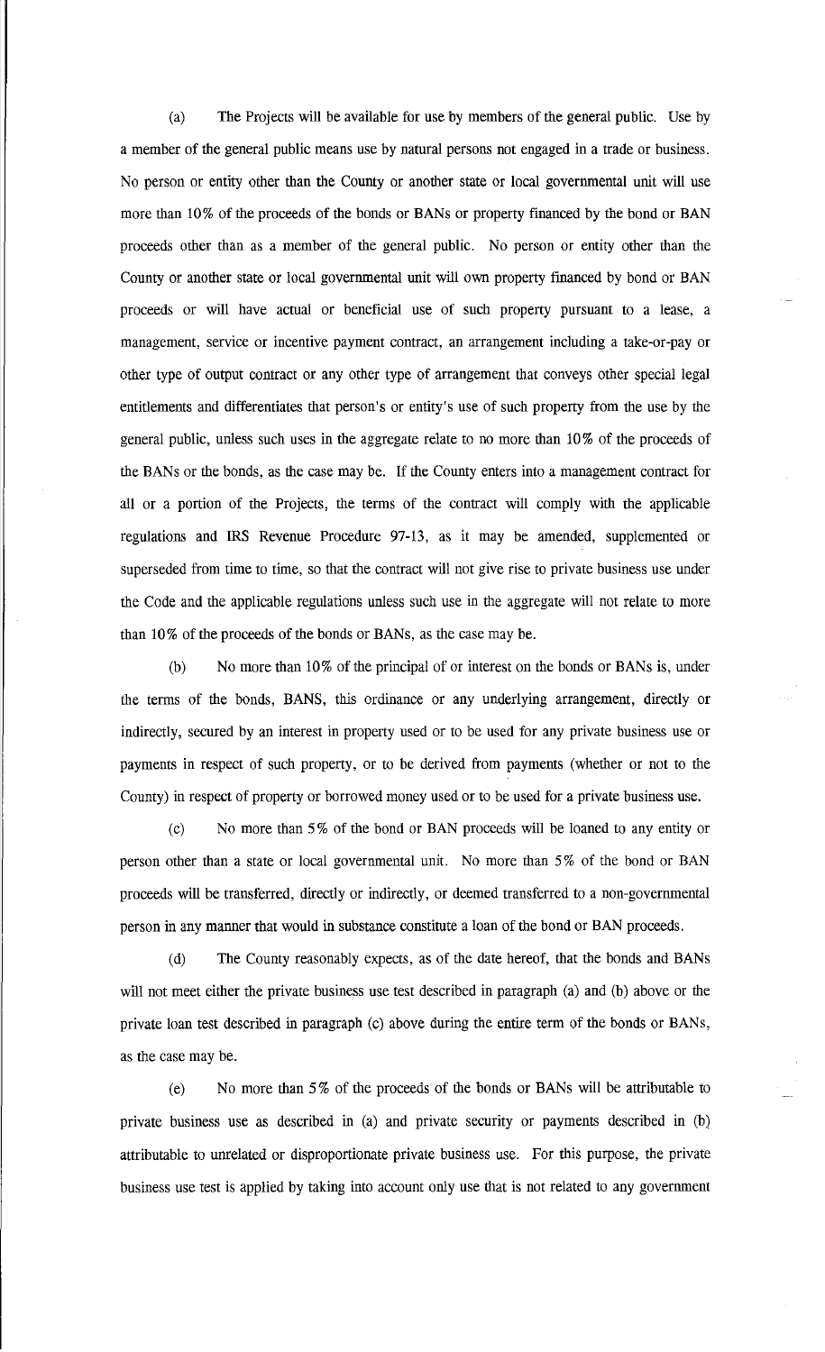(a) The Projects will be available for use by members of the general public. Use by a member of the general public means use by natural persons not engaged in a trade or business. No person or entity other than the County or another state or local governmental unit will use more than 10% of the proceeds of the bonds or BANs or property financed by the bond or BAN proceeds other than as a member of the general public. No person or entity other than the County or another state or local governmental unit will own property financed by bond or BAN proceeds or will have actual or beneficial use of such property pursuant to a lease, a management, service or incentive payment contract, an arrangement including a take-or-pay or other type of output contract or any other type of arrangement that conveys other special legal entitlements and differentiates that person's or entity's use of such property from the use by the general public, unless such uses in the aggregate relate to no more than 10% of the proceeds of the BANs or the bonds, as the case may be. If the County enters into a management contract for all or a portion of the Projects, the terms of the contract will comply with the applicable regulations and IRS Revenue Procedure 97-13, as it may be amended, supplemented or superseded from time to time, so that the contract will not give rise to private business use under the Code and the applicable regulations unless such use in the aggregate will not relate to more than 10% of the proceeds of the bonds or BANs, as the case may be.

(b) No more than 10% of the principal of or interest on the bonds or BANs is, under the terms of the bonds, BANS, this ordinance or any underlying arrangement, directly or indirectly, secured by an interest in property used or to be used for any private business use or payments in respect of such property, or to be derived from payments (whether or not to the County) in respect of property or borrowed money used or to be used for a private business use.

(c) No more than 5% of the bond or BAN proceeds will be loaned to any entity or person other than a state or local governmental unit. No more than 5% of the bond or BAN proceeds will be transferred, directly or indirectly, or deemed transferred to a non-governmental person in any manner that would in substance constitute a loan of the bond or BAN proceeds.

(d) The County reasonably expects, as of the date hereof, that the bonds and BANs will not meet either the private business use test described in paragraph (a) and (b) above or the private loan test described in paragraph (c) above during the entire term of the bonds or BANs, as the case may be.

(e) No more than 5% of the proceeds of the bonds or BANs will be attributable to private business use as described in (a) and private security or payments described in (b) attributable to unrelated or disproportionate private business use. For this purpose, the private business use test is applied by taking into account only use that is not related to any government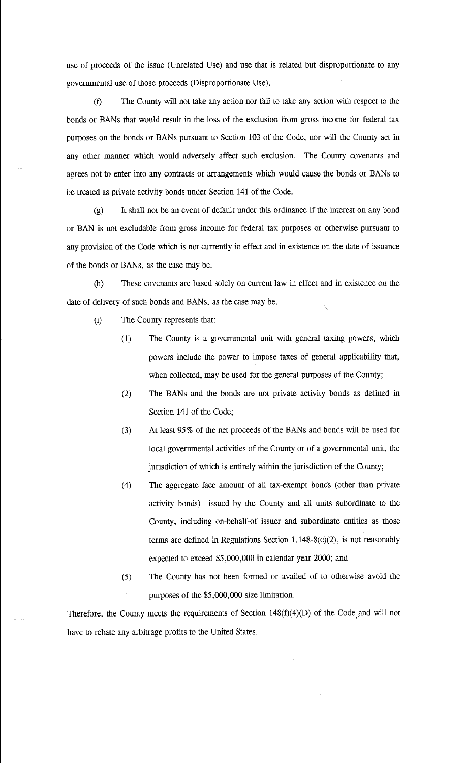use of proceeds of the issue (Unrelated Use) and use that is related but disproportionate to any governmental use of those proceeds (Disproportionate Use).

(f) The County will not take any action nor fail to take any action with respect to the bonds or BANs that would result in the loss of the exclusion from gross income for federal tax purposes on the bonds or BANs pursuant to Section 103 of the Code, nor will the County act in any other manner which would adversely affect such exclusion. The County covenants and agrees not to enter into any contracts or arrangements which would cause the bonds or BANs to be treated as private activity bonds under Section 141 of the Code.

(g) It shall not be an event of default under this ordinance if the interest on any bond or BAN is not excludable from gross income for federal tax purposes or otherwise pursuant to any provision of the Code which is not currently in effect and in existence on the date of issuance of the bonds or BANs, as the case may be.

(h) These covenants are based solely on current law in effect and in existence on the date of delivery of such bonds and BANs, as the case may be.

(i) The County represents that:

(1) The County is a governmental unit with general taxing powers, which powers include the power to impose taxes of general applicability that, when collected, may be used for the general purposes of the County;

(2) The BANs and the bonds are not private activity bonds as defined in Section 141 of the Code;

(3) At least 95% of the net proceeds of the BANs and bonds will be used for local governmental activities of the County or of a governmental unit, the jurisdiction of which is entirely within the jurisdiction of the County;

(4) The aggregate face amount of all tax-exempt bonds (other than private activity bonds) issued by the County and all units subordinate to the County, including on-behalf-of issuer and subordinate entities as those terms are defined in Regulations Section 1.148-8(c)(2), is not reasonably expected to exceed $5,000,000 in calendar year 2000; and

(5) The County has not been formed or availed of to otherwise avoid the purposes of the $5,000,000 size limitation.

Therefore, the County meets the requirements of Section 148(f)(4)(D) of the Code and will not have to rebate any arbitrage profits to the United States.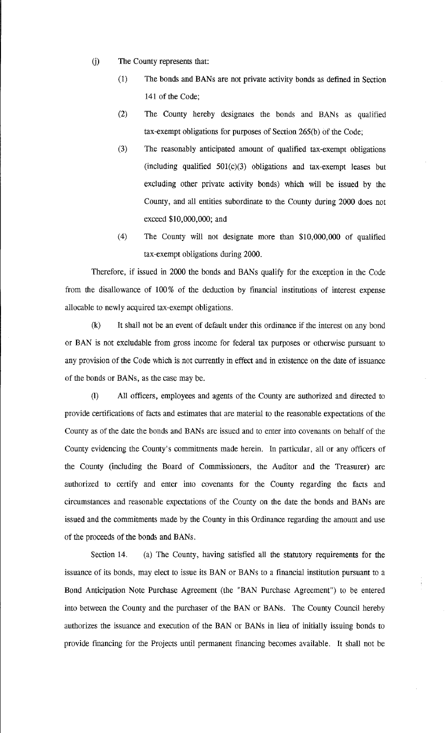(j) The County represents that:

(1) The bonds and BANs are not private activity bonds as defined in Section 141 of the Code;

(2) The County hereby designates the bonds and BANs as qualified tax-exempt obligations for purposes of Section 265(b) of the Code;

(3) The reasonably anticipated amount of qualified tax-exempt obligations (including qualified 501(c)(3) obligations and tax-exempt leases but excluding other private activity bonds) which will be issued by the County, and all entities subordinate to the County during 2000 does not exceed $10,000,000; and

(4) The County will not designate more than $10,000,000 of qualified tax-exempt obligations during 2000.

Therefore, if issued in 2000 the bonds and BANs qualify for the exception in the Code from the disallowance of 100% of the deduction by financial institutions of interest expense allocable to newly acquired tax-exempt obligations.

(k) It shall not be an event of default under this ordinance if the interest on any bond or BAN is not excludable from gross income for federal tax purposes or otherwise pursuant to any provision of the Code which is not currently in effect and in existence on the date of issuance of the bonds or BANs, as the case may be.

(l) All officers, employees and agents of the County are authorized and directed to provide certifications of facts and estimates that are material to the reasonable expectations of the County as of the date the bonds and BANs are issued and to enter into covenants on behalf of the County evidencing the County's commitments made herein. In particular, all or any officers of the County (including the Board of Commissioners, the Auditor and the Treasurer) are authorized to certify and enter into covenants for the County regarding the facts and circumstances and reasonable expectations of the County on the date the bonds and BANs are issued and the commitments made by the County in this Ordinance regarding the amount and use of the proceeds of the bonds and BANs.

Section 14. (a) The County, having satisfied all the statutory requirements for the issuance of its bonds, may elect to issue its BAN or BANs to a financial institution pursuant to a Bond Anticipation Note Purchase Agreement (the "BAN Purchase Agreement") to be entered into between the County and the purchaser of the BAN or BANs. The County Council hereby authorizes the issuance and execution of the BAN or BANs in lieu of initially issuing bonds to provide financing for the Projects until permanent financing becomes available. It shall not be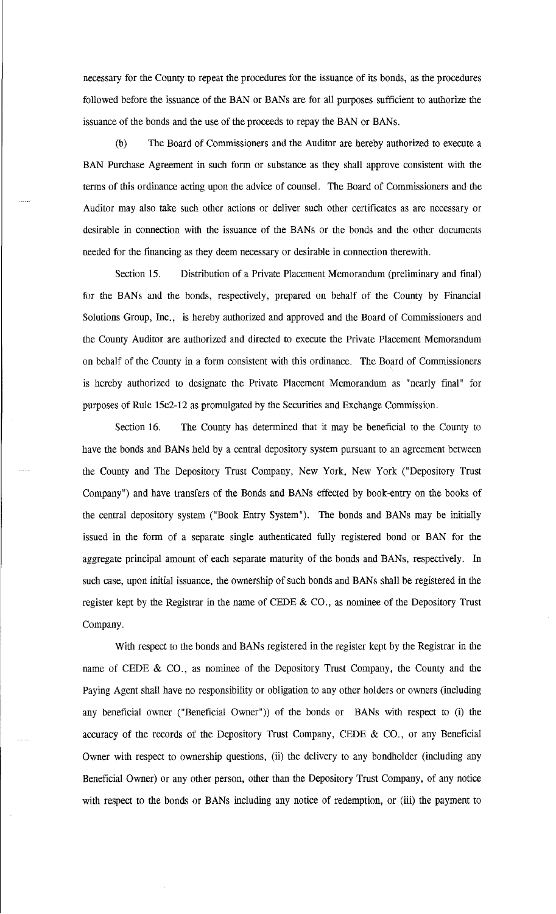necessary for the County to repeat the procedures for the issuance of its bonds, as the procedures followed before the issuance of the BAN or BANs are for all purposes sufficient to authorize the issuance of the bonds and the use of the proceeds to repay the BAN or BANs.

(b) The Board of Commissioners and the Auditor are hereby authorized to execute a BAN Purchase Agreement in such form or substance as they shall approve consistent with the terms of this ordinance acting upon the advice of counsel. The Board of Commissioners and the Auditor may also take such other actions or deliver such other certificates as are necessary or desirable in connection with the issuance of the BANs or the bonds and the other documents needed for the financing as they deem necessary or desirable in connection therewith.

Section 15. Distribution of a Private Placement Memorandum (preliminary and final) for the BANs and the bonds, respectively, prepared on behalf of the County by Financial Solutions Group, Inc., is hereby authorized and approved and the Board of Commissioners and the County Auditor are authorized and directed to execute the Private Placement Memorandum on behalf of the County in a form consistent with this ordinance. The Board of Commissioners is hereby authorized to designate the Private Placement Memorandum as "nearly final" for purposes of Rule 15c2-12 as promulgated by the Securities and Exchange Commission.

Section 16. The County has determined that it may be beneficial to the County to have the bonds and BANs held by a central depository system pursuant to an agreement between the County and The Depository Trust Company, New York, New York ("Depository Trust Company") and have transfers of the Bonds and BANs effected by book-entry on the books of the central depository system ("Book Entry System"). The bonds and BANs may be initially issued in the form of a separate single authenticated fully registered bond or BAN for the aggregate principal amount of each separate maturity of the bonds and BANs, respectively. In such case, upon initial issuance, the ownership of such bonds and BANs shall be registered in the register kept by the Registrar in the name of CEDE & CO., as nominee of the Depository Trust Company.

With respect to the bonds and BANs registered in the register kept by the Registrar in the name of CEDE & CO., as nominee of the Depository Trust Company, the County and the Paying Agent shall have no responsibility or obligation to any other holders or owners (including any beneficial owner ("Beneficial Owner")) of the bonds or BANs with respect to (i) the accuracy of the records of the Depository Trust Company, CEDE & CO., or any Beneficial Owner with respect to ownership questions, (ii) the delivery to any bondholder (including any Beneficial Owner) or any other person, other than the Depository Trust Company, of any notice with respect to the bonds or BANs including any notice of redemption, or (iii) the payment to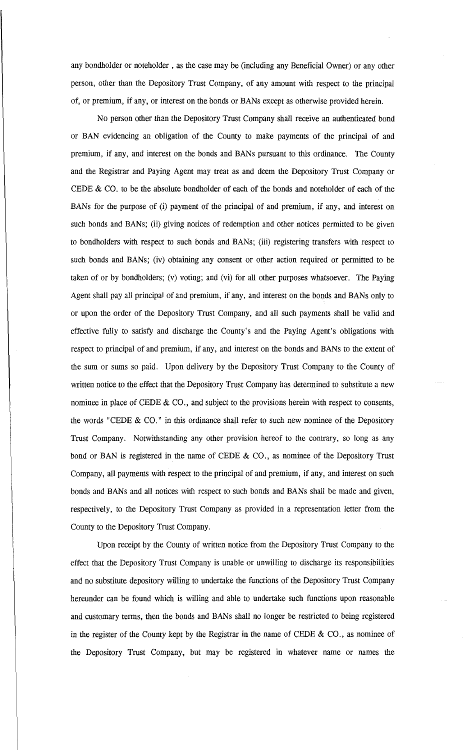any bondholder or noteholder , as the case may be (including any Beneficial Owner) or any other person, other than the Depository Trust Company, of any amount with respect to the principal of, or premium, if any, or interest on the bonds or BANs except as otherwise provided herein.

No person other than the Depository Trust Company shall receive an authenticated bond or BAN evidencing an obligation of the County to make payments of the principal of and premium, if any, and interest on the bonds and BANs pursuant to this ordinance. The County and the Registrar and Paying Agent may treat as and deem the Depository Trust Company or CEDE & CO. to be the absolute bondholder of each of the bonds and noteholder of each of the BANs for the purpose of (i) payment of the principal of and premium, if any, and interest on such bonds and BANs; (ii) giving notices of redemption and other notices permitted to be given to bondholders with respect to such bonds and BANs; (iii) registering transfers with respect to such bonds and BANs; (iv) obtaining any consent or other action required or permitted to be taken of or by bondholders; (v) voting; and (vi) for all other purposes whatsoever. The Paying Agent shall pay all principal of and premium, if any, and interest on the bonds and BANs only to or upon the order of the Depository Trust Company, and all such payments shall be valid and effective fully to satisfy and discharge the County's and the Paying Agent's obligations with respect to principal of and premium, if any, and interest on the bonds and BANs to the extent of the sum or sums so paid. Upon delivery by the Depository Trust Company to the County of written notice to the effect that the Depository Trust Company has determined to substitute a new nominee in place of CEDE & CO., and subject to the provisions herein with respect to consents, the words "CEDE & CO." in this ordinance shall refer to such new nominee of the Depository Trust Company. Notwithstanding any other provision hereof to the contrary, so long as any bond or BAN is registered in the name of CEDE & CO., as nominee of the Depository Trust Company, all payments with respect to the principal of and premium, if any, and interest on such bonds and BANs and all notices with respect to such bonds and BANs shall be made and given, respectively, to the Depository Trust Company as provided in a representation letter from the County to the Depository Trust Company.

Upon receipt by the County of written notice from the Depository Trust Company to the effect that the Depository Trust Company is unable or unwilling to discharge its responsibilities and no substitute depository willing to undertake the functions of the Depository Trust Company hereunder can be found which is willing and able to undertake such functions upon reasonable and customary terms, then the bonds and BANs shall no longer be restricted to being registered in the register of the County kept by the Registrar in the name of CEDE & CO., as nominee of the Depository Trust Company, but may be registered in whatever name or names the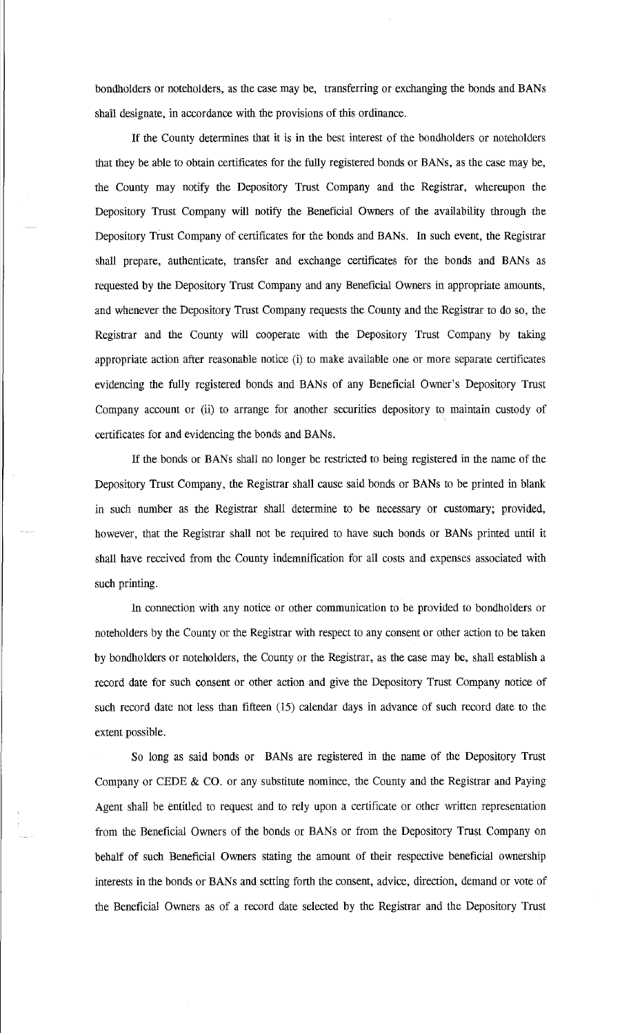bondholders or noteholders, as the case may be, transferring or exchanging the bonds and BANs shall designate, in accordance with the provisions of this ordinance.

If the County determines that it is in the best interest of the bondholders or noteholders that they be able to obtain certificates for the fully registered bonds or BANs, as the case may be, the County may notify the Depository Trust Company and the Registrar, whereupon the Depository Trust Company will notify the Beneficial Owners of the availability through the Depository Trust Company of certificates for the bonds and BANs. In such event, the Registrar shall prepare, authenticate, transfer and exchange certificates for the bonds and BANs as requested by the Depository Trust Company and any Beneficial Owners in appropriate amounts, and whenever the Depository Trust Company requests the County and the Registrar to do so, the Registrar and the County will cooperate with the Depository Trust Company by taking appropriate action after reasonable notice (i) to make available one or more separate certificates evidencing the fully registered bonds and BANs of any Beneficial Owner's Depository Trust Company account or (ii) to arrange for another securities depository to maintain custody of certificates for and evidencing the bonds and BANs.

If the bonds or BANs shall no longer be restricted to being registered in the name of the Depository Trust Company, the Registrar shall cause said bonds or BANs to be printed in blank in such number as the Registrar shall determine to be necessary or customary; provided, however, that the Registrar shall not be required to have such bonds or BANs printed until it shall have received from the County indemnification for all costs and expenses associated with such printing.

In connection with any notice or other communication to be provided to bondholders or noteholders by the County or the Registrar with respect to any consent or other action to be taken by bondholders or noteholders, the County or the Registrar, as the case may be, shall establish a record date for such consent or other action and give the Depository Trust Company notice of such record date not less than fifteen (15) calendar days in advance of such record date to the extent possible.

So long as said bonds or BANs are registered in the name of the Depository Trust Company or CEDE & CO. or any substitute nominee, the County and the Registrar and Paying Agent shall be entitled to request and to rely upon a certificate or other written representation from the Beneficial Owners of the bonds or BANs or from the Depository Trust Company on behalf of such Beneficial Owners stating the amount of their respective beneficial ownership interests in the bonds or BANs and setting forth the consent, advice, direction, demand or vote of the Beneficial Owners as of a record date selected by the Registrar and the Depository Trust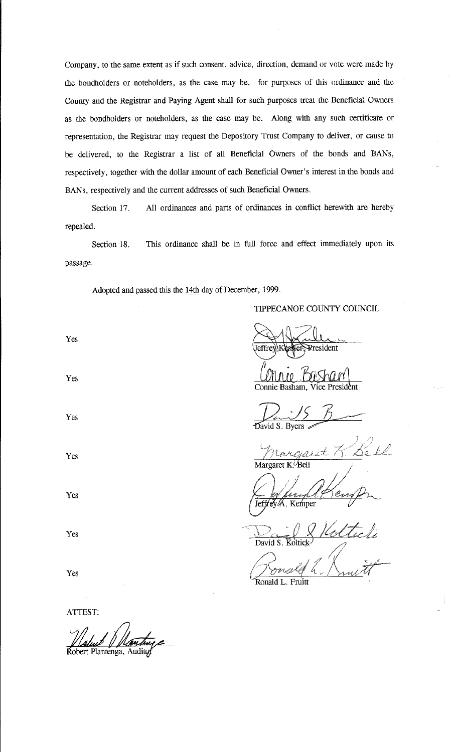Company, to the same extent as if such consent, advice, direction, demand or vote were made by the bondholders or noteholders, as the case may be, for purposes of this ordinance and the County and the Registrar and Paying Agent shall for such purposes treat the Beneficial Owners as the bondholders or noteholders, as the case may be. Along with any such certificate or representation, the Registrar may request the Depository Trust Company to deliver, or cause to be delivered, to the Registrar a list of all Beneficial Owners of the bonds and BANs, respectively, together with the dollar amount of each Beneficial Owner's interest in the bonds and BANs, respectively and the current addresses of such Beneficial Owners.

Section 17. All ordinances and parts of ordinances in conflict herewith are hereby repealed.

Section 18. This ordinance shall be in full force and effect immediately upon its passage.

Adopted and passed this the 14th day of December, 1999.

TIPPECANOE COUNTY COUNCIL

| Vote | Member |
|---|---|
| Yes | Jeffrey Kessler, President |
| Yes | Connie Basham, Vice President |
| Yes | David S. Byers |
| Yes | Margaret K. Bell |
| Yes | Jeffrey A. Kemper |
| Yes | David S. Koltick |
| Yes | Ronald L. Fruitt |

ATTEST:

Robert Plantenga, Auditor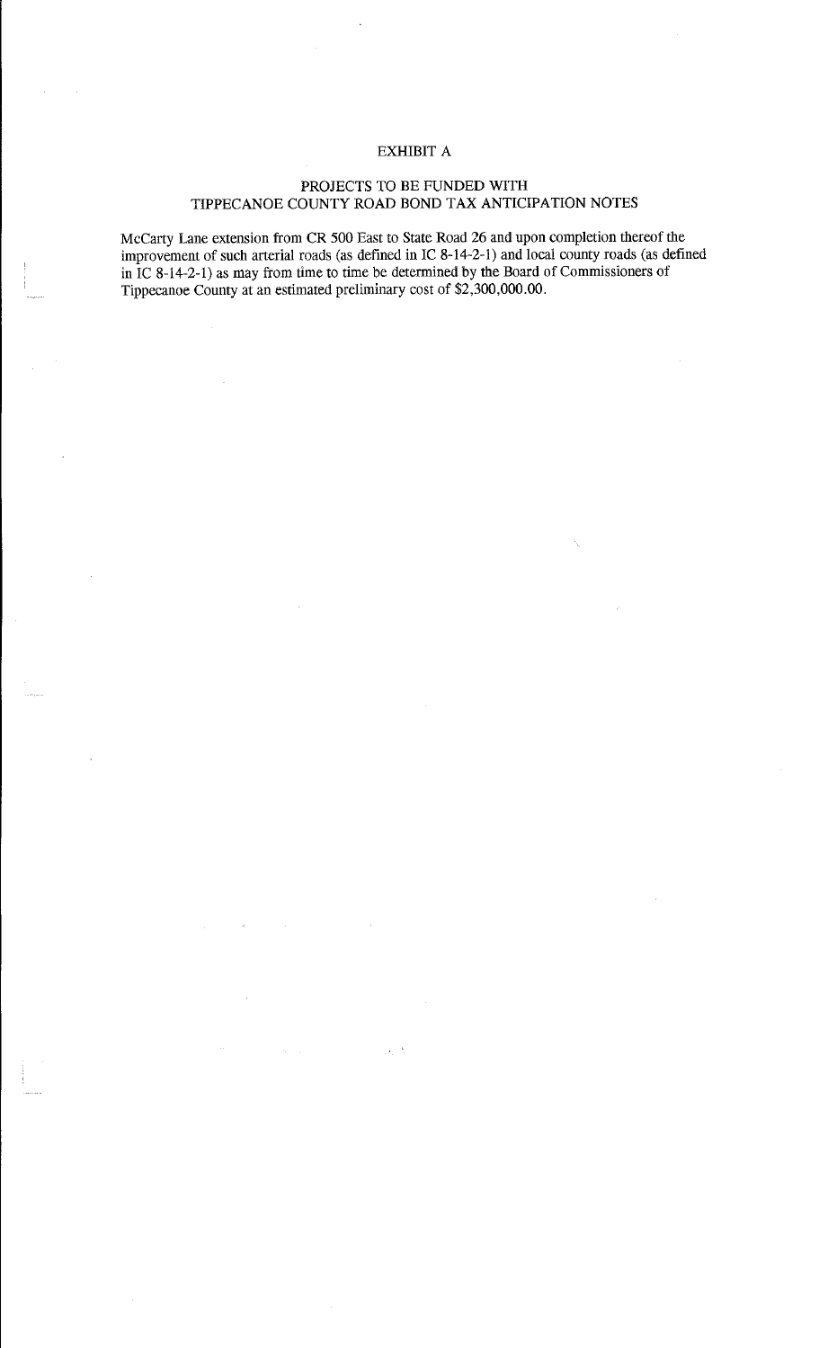# EXHIBIT A

## PROJECTS TO BE FUNDED WITH TIPPECANOE COUNTY ROAD BOND TAX ANTICIPATION NOTES

McCarty Lane extension from CR 500 East to State Road 26 and upon completion thereof the improvement of such arterial roads (as defined in IC 8-14-2-1) and local county roads (as defined in IC 8-14-2-1) as may from time to time be determined by the Board of Commissioners of Tippecanoe County at an estimated preliminary cost of $2,300,000.00.